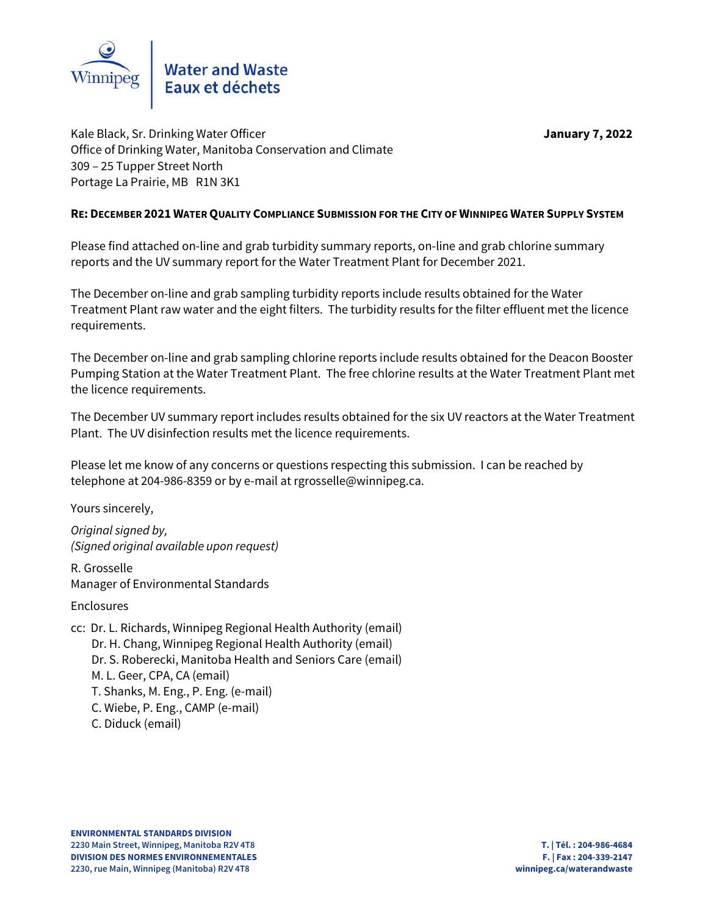Winnipeg | Water and Waste
Eaux et déchets

Kale Black, Sr. Drinking Water Officer
Office of Drinking Water, Manitoba Conservation and Climate
309 – 25 Tupper Street North
Portage La Prairie, MB R1N 3K1

**January 7, 2022**

**RE: DECEMBER 2021 WATER QUALITY COMPLIANCE SUBMISSION FOR THE CITY OF WINNIPEG WATER SUPPLY SYSTEM**

Please find attached on-line and grab turbidity summary reports, on-line and grab chlorine summary reports and the UV summary report for the Water Treatment Plant for December 2021.

The December on-line and grab sampling turbidity reports include results obtained for the Water Treatment Plant raw water and the eight filters. The turbidity results for the filter effluent met the licence requirements.

The December on-line and grab sampling chlorine reports include results obtained for the Deacon Booster Pumping Station at the Water Treatment Plant. The free chlorine results at the Water Treatment Plant met the licence requirements.

The December UV summary report includes results obtained for the six UV reactors at the Water Treatment Plant. The UV disinfection results met the licence requirements.

Please let me know of any concerns or questions respecting this submission. I can be reached by telephone at 204-986-8359 or by e-mail at rgrosselle@winnipeg.ca.

Yours sincerely,

*Original signed by,*
*(Signed original available upon request)*

R. Grosselle
Manager of Environmental Standards

Enclosures

cc: Dr. L. Richards, Winnipeg Regional Health Authority (email)
Dr. H. Chang, Winnipeg Regional Health Authority (email)
Dr. S. Roberecki, Manitoba Health and Seniors Care (email)
M. L. Geer, CPA, CA (email)
T. Shanks, M. Eng., P. Eng. (e-mail)
C. Wiebe, P. Eng., CAMP (e-mail)
C. Diduck (email)

**ENVIRONMENTAL STANDARDS DIVISION**
**2230 Main Street, Winnipeg, Manitoba R2V 4T8**
**DIVISION DES NORMES ENVIRONNEMENTALES**
**2230, rue Main, Winnipeg (Manitoba) R2V 4T8**

**T. | Tél. : 204-986-4684**
**F. | Fax : 204-339-2147**
**winnipeg.ca/waterandwaste**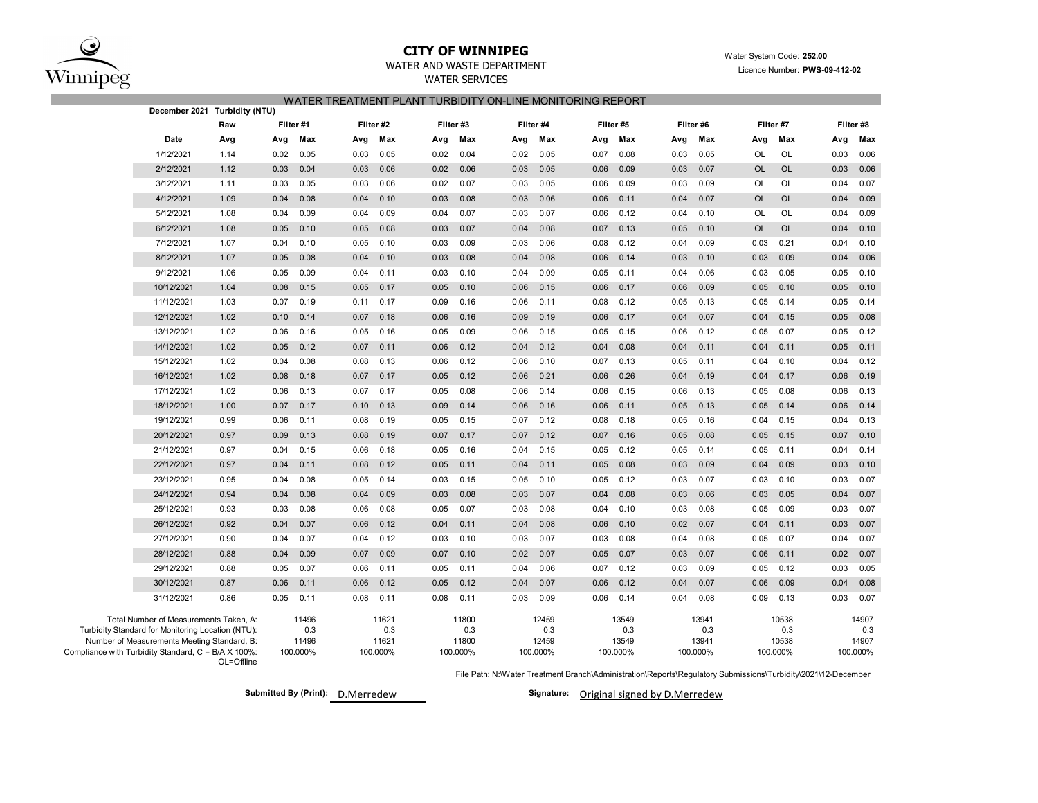# CITY OF WINNIPEG

WATER AND WASTE DEPARTMENT

WATER SERVICES

Water System Code: **252.00**

Licence Number: **PWS-09-412-02**

## WATER TREATMENT PLANT TURBIDITY ON-LINE MONITORING REPORT

**December 2021 Turbidity (NTU)**

| | Raw | Filter #1 | | Filter #2 | | Filter #3 | | Filter #4 | | Filter #5 | | Filter #6 | | Filter #7 | | Filter #8 | |
|---|---|---|---|---|---|---|---|---|---|---|---|---|---|---|---|---|---|
| **Date** | **Avg** | **Avg** | **Max** | **Avg** | **Max** | **Avg** | **Max** | **Avg** | **Max** | **Avg** | **Max** | **Avg** | **Max** | **Avg** | **Max** | **Avg** | **Max** |
| 1/12/2021 | 1.14 | 0.02 | 0.05 | 0.03 | 0.05 | 0.02 | 0.04 | 0.02 | 0.05 | 0.07 | 0.08 | 0.03 | 0.05 | OL | OL | 0.03 | 0.06 |
| 2/12/2021 | 1.12 | 0.03 | 0.04 | 0.03 | 0.06 | 0.02 | 0.06 | 0.03 | 0.05 | 0.06 | 0.09 | 0.03 | 0.07 | OL | OL | 0.03 | 0.06 |
| 3/12/2021 | 1.11 | 0.03 | 0.05 | 0.03 | 0.06 | 0.02 | 0.07 | 0.03 | 0.05 | 0.06 | 0.09 | 0.03 | 0.09 | OL | OL | 0.04 | 0.07 |
| 4/12/2021 | 1.09 | 0.04 | 0.08 | 0.04 | 0.10 | 0.03 | 0.08 | 0.03 | 0.06 | 0.06 | 0.11 | 0.04 | 0.07 | OL | OL | 0.04 | 0.09 |
| 5/12/2021 | 1.08 | 0.04 | 0.09 | 0.04 | 0.09 | 0.04 | 0.07 | 0.03 | 0.07 | 0.06 | 0.12 | 0.04 | 0.10 | OL | OL | 0.04 | 0.09 |
| 6/12/2021 | 1.08 | 0.05 | 0.10 | 0.05 | 0.08 | 0.03 | 0.07 | 0.04 | 0.08 | 0.07 | 0.13 | 0.05 | 0.10 | OL | OL | 0.04 | 0.10 |
| 7/12/2021 | 1.07 | 0.04 | 0.10 | 0.05 | 0.10 | 0.03 | 0.09 | 0.03 | 0.06 | 0.08 | 0.12 | 0.04 | 0.09 | 0.03 | 0.21 | 0.04 | 0.10 |
| 8/12/2021 | 1.07 | 0.05 | 0.08 | 0.04 | 0.10 | 0.03 | 0.08 | 0.04 | 0.08 | 0.06 | 0.14 | 0.03 | 0.10 | 0.03 | 0.09 | 0.04 | 0.06 |
| 9/12/2021 | 1.06 | 0.05 | 0.09 | 0.04 | 0.11 | 0.03 | 0.10 | 0.04 | 0.09 | 0.05 | 0.11 | 0.04 | 0.06 | 0.03 | 0.05 | 0.05 | 0.10 |
| 10/12/2021 | 1.04 | 0.08 | 0.15 | 0.05 | 0.17 | 0.05 | 0.10 | 0.06 | 0.15 | 0.06 | 0.17 | 0.06 | 0.09 | 0.05 | 0.10 | 0.05 | 0.10 |
| 11/12/2021 | 1.03 | 0.07 | 0.19 | 0.11 | 0.17 | 0.09 | 0.16 | 0.06 | 0.11 | 0.08 | 0.12 | 0.05 | 0.13 | 0.05 | 0.14 | 0.05 | 0.14 |
| 12/12/2021 | 1.02 | 0.10 | 0.14 | 0.07 | 0.18 | 0.06 | 0.16 | 0.09 | 0.19 | 0.06 | 0.17 | 0.04 | 0.07 | 0.04 | 0.15 | 0.05 | 0.08 |
| 13/12/2021 | 1.02 | 0.06 | 0.16 | 0.05 | 0.16 | 0.05 | 0.09 | 0.06 | 0.15 | 0.05 | 0.15 | 0.06 | 0.12 | 0.05 | 0.07 | 0.05 | 0.12 |
| 14/12/2021 | 1.02 | 0.05 | 0.12 | 0.07 | 0.11 | 0.06 | 0.12 | 0.04 | 0.12 | 0.04 | 0.08 | 0.04 | 0.11 | 0.04 | 0.11 | 0.05 | 0.11 |
| 15/12/2021 | 1.02 | 0.04 | 0.08 | 0.08 | 0.13 | 0.06 | 0.12 | 0.06 | 0.10 | 0.07 | 0.13 | 0.05 | 0.11 | 0.04 | 0.10 | 0.04 | 0.12 |
| 16/12/2021 | 1.02 | 0.08 | 0.18 | 0.07 | 0.17 | 0.05 | 0.12 | 0.06 | 0.21 | 0.06 | 0.26 | 0.04 | 0.19 | 0.04 | 0.17 | 0.06 | 0.19 |
| 17/12/2021 | 1.02 | 0.06 | 0.13 | 0.07 | 0.17 | 0.05 | 0.08 | 0.06 | 0.14 | 0.06 | 0.15 | 0.06 | 0.13 | 0.05 | 0.08 | 0.06 | 0.13 |
| 18/12/2021 | 1.00 | 0.07 | 0.17 | 0.10 | 0.13 | 0.09 | 0.14 | 0.06 | 0.16 | 0.06 | 0.11 | 0.05 | 0.13 | 0.05 | 0.14 | 0.06 | 0.14 |
| 19/12/2021 | 0.99 | 0.06 | 0.11 | 0.08 | 0.19 | 0.05 | 0.15 | 0.07 | 0.12 | 0.08 | 0.18 | 0.05 | 0.16 | 0.04 | 0.15 | 0.04 | 0.13 |
| 20/12/2021 | 0.97 | 0.09 | 0.13 | 0.08 | 0.19 | 0.07 | 0.17 | 0.07 | 0.12 | 0.07 | 0.16 | 0.05 | 0.08 | 0.05 | 0.15 | 0.07 | 0.10 |
| 21/12/2021 | 0.97 | 0.04 | 0.15 | 0.06 | 0.18 | 0.05 | 0.16 | 0.04 | 0.15 | 0.05 | 0.12 | 0.05 | 0.14 | 0.05 | 0.11 | 0.04 | 0.14 |
| 22/12/2021 | 0.97 | 0.04 | 0.11 | 0.08 | 0.12 | 0.05 | 0.11 | 0.04 | 0.11 | 0.05 | 0.08 | 0.03 | 0.09 | 0.04 | 0.09 | 0.03 | 0.10 |
| 23/12/2021 | 0.95 | 0.04 | 0.08 | 0.05 | 0.14 | 0.03 | 0.15 | 0.05 | 0.10 | 0.05 | 0.12 | 0.03 | 0.07 | 0.03 | 0.10 | 0.03 | 0.07 |
| 24/12/2021 | 0.94 | 0.04 | 0.08 | 0.04 | 0.09 | 0.03 | 0.08 | 0.03 | 0.07 | 0.04 | 0.08 | 0.03 | 0.06 | 0.03 | 0.05 | 0.04 | 0.07 |
| 25/12/2021 | 0.93 | 0.03 | 0.08 | 0.06 | 0.08 | 0.05 | 0.07 | 0.03 | 0.08 | 0.04 | 0.10 | 0.03 | 0.08 | 0.05 | 0.09 | 0.03 | 0.07 |
| 26/12/2021 | 0.92 | 0.04 | 0.07 | 0.06 | 0.12 | 0.04 | 0.11 | 0.04 | 0.08 | 0.06 | 0.10 | 0.02 | 0.07 | 0.04 | 0.11 | 0.03 | 0.07 |
| 27/12/2021 | 0.90 | 0.04 | 0.07 | 0.04 | 0.12 | 0.03 | 0.10 | 0.03 | 0.07 | 0.03 | 0.08 | 0.04 | 0.08 | 0.05 | 0.07 | 0.04 | 0.07 |
| 28/12/2021 | 0.88 | 0.04 | 0.09 | 0.07 | 0.09 | 0.07 | 0.10 | 0.02 | 0.07 | 0.05 | 0.07 | 0.03 | 0.07 | 0.06 | 0.11 | 0.02 | 0.07 |
| 29/12/2021 | 0.88 | 0.05 | 0.07 | 0.06 | 0.11 | 0.05 | 0.11 | 0.04 | 0.06 | 0.07 | 0.12 | 0.03 | 0.09 | 0.05 | 0.12 | 0.03 | 0.05 |
| 30/12/2021 | 0.87 | 0.06 | 0.11 | 0.06 | 0.12 | 0.05 | 0.12 | 0.04 | 0.07 | 0.06 | 0.12 | 0.04 | 0.07 | 0.06 | 0.09 | 0.04 | 0.08 |
| 31/12/2021 | 0.86 | 0.05 | 0.11 | 0.08 | 0.11 | 0.08 | 0.11 | 0.03 | 0.09 | 0.06 | 0.14 | 0.04 | 0.08 | 0.09 | 0.13 | 0.03 | 0.07 |

| | Filter #1 | Filter #2 | Filter #3 | Filter #4 | Filter #5 | Filter #6 | Filter #7 | Filter #8 |
|---|---|---|---|---|---|---|---|---|
| Total Number of Measurements Taken, A: | 11496 | 11621 | 11800 | 12459 | 13549 | 13941 | 10538 | 14907 |
| Turbidity Standard for Monitoring Location (NTU): | 0.3 | 0.3 | 0.3 | 0.3 | 0.3 | 0.3 | 0.3 | 0.3 |
| Number of Measurements Meeting Standard, B: | 11496 | 11621 | 11800 | 12459 | 13549 | 13941 | 10538 | 14907 |
| Compliance with Turbidity Standard, C = B/A X 100%: | 100.000% | 100.000% | 100.000% | 100.000% | 100.000% | 100.000% | 100.000% | 100.000% |

OL=Offline

File Path: N:\Water Treatment Branch\Administration\Reports\Regulatory Submissions\Turbidity\2021\12-December

**Submitted By (Print):** D.Merredew

**Signature:** Original signed by D.Merredew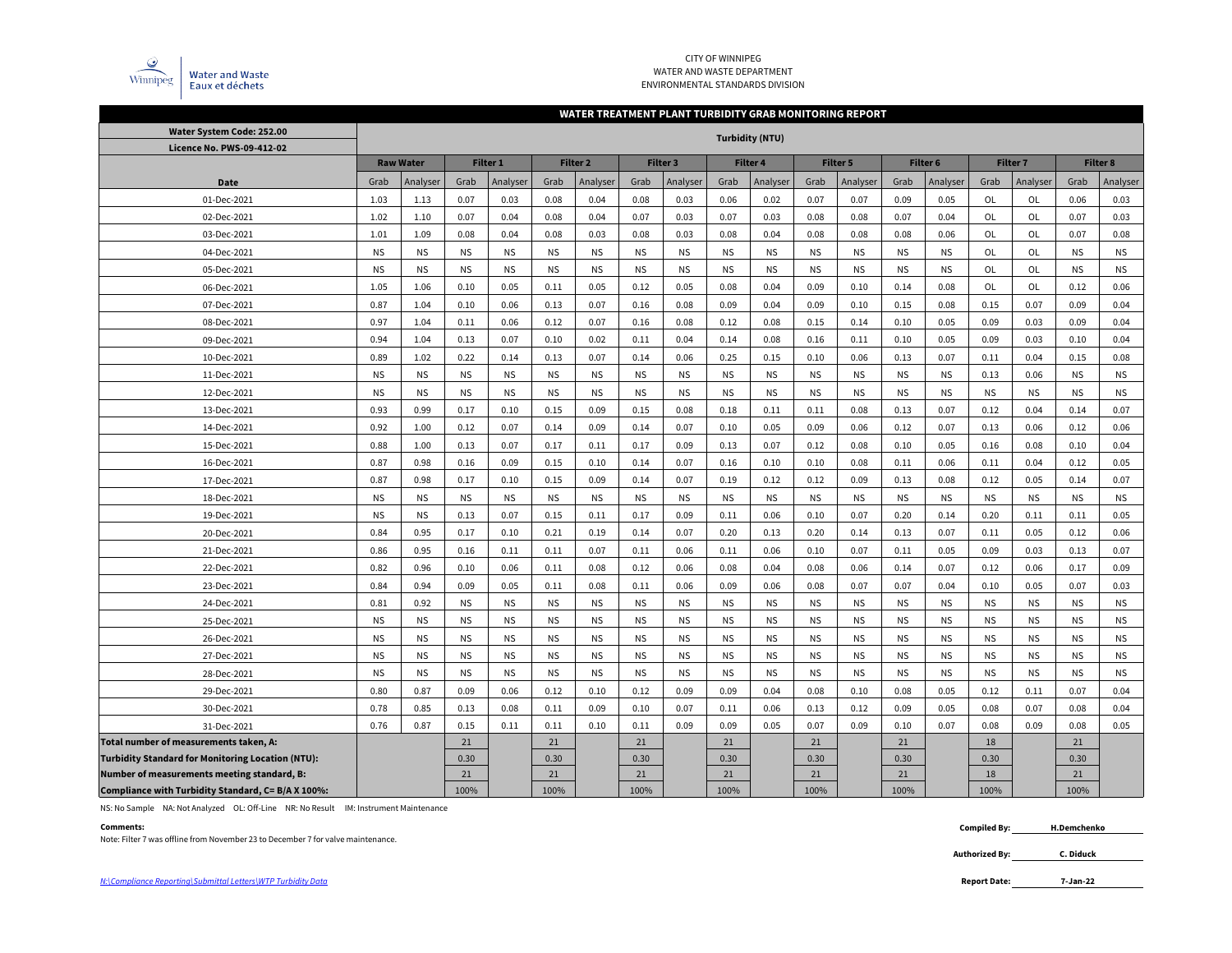CITY OF WINNIPEG
WATER AND WASTE DEPARTMENT
ENVIRONMENTAL STANDARDS DIVISION

Winnipeg | Water and Waste / Eaux et déchets

## WATER TREATMENT PLANT TURBIDITY GRAB MONITORING REPORT

Water System Code: 252.00
Licence No. PWS-09-412-02

| | Turbidity (NTU) | | | | | | | | | | | | | | | | | |
|---|---|---|---|---|---|---|---|---|---|---|---|---|---|---|---|---|---|---|
| | Raw Water | | Filter 1 | | Filter 2 | | Filter 3 | | Filter 4 | | Filter 5 | | Filter 6 | | Filter 7 | | Filter 8 | |
| Date | Grab | Analyser | Grab | Analyser | Grab | Analyser | Grab | Analyser | Grab | Analyser | Grab | Analyser | Grab | Analyser | Grab | Analyser | Grab | Analyser |
| 01-Dec-2021 | 1.03 | 1.13 | 0.07 | 0.03 | 0.08 | 0.04 | 0.08 | 0.03 | 0.06 | 0.02 | 0.07 | 0.07 | 0.09 | 0.05 | OL | OL | 0.06 | 0.03 |
| 02-Dec-2021 | 1.02 | 1.10 | 0.07 | 0.04 | 0.08 | 0.04 | 0.07 | 0.03 | 0.07 | 0.03 | 0.08 | 0.08 | 0.07 | 0.04 | OL | OL | 0.07 | 0.03 |
| 03-Dec-2021 | 1.01 | 1.09 | 0.08 | 0.04 | 0.08 | 0.03 | 0.08 | 0.03 | 0.08 | 0.04 | 0.08 | 0.08 | 0.08 | 0.06 | OL | OL | 0.07 | 0.08 |
| 04-Dec-2021 | NS | NS | NS | NS | NS | NS | NS | NS | NS | NS | NS | NS | NS | NS | OL | OL | NS | NS |
| 05-Dec-2021 | NS | NS | NS | NS | NS | NS | NS | NS | NS | NS | NS | NS | NS | NS | OL | OL | NS | NS |
| 06-Dec-2021 | 1.05 | 1.06 | 0.10 | 0.05 | 0.11 | 0.05 | 0.12 | 0.05 | 0.08 | 0.04 | 0.09 | 0.10 | 0.14 | 0.08 | OL | OL | 0.12 | 0.06 |
| 07-Dec-2021 | 0.87 | 1.04 | 0.10 | 0.06 | 0.13 | 0.07 | 0.16 | 0.08 | 0.09 | 0.04 | 0.09 | 0.10 | 0.15 | 0.08 | 0.15 | 0.07 | 0.09 | 0.04 |
| 08-Dec-2021 | 0.97 | 1.04 | 0.11 | 0.06 | 0.12 | 0.07 | 0.16 | 0.08 | 0.12 | 0.08 | 0.15 | 0.14 | 0.10 | 0.05 | 0.09 | 0.03 | 0.09 | 0.04 |
| 09-Dec-2021 | 0.94 | 1.04 | 0.13 | 0.07 | 0.10 | 0.02 | 0.11 | 0.04 | 0.14 | 0.08 | 0.16 | 0.11 | 0.10 | 0.05 | 0.09 | 0.03 | 0.10 | 0.04 |
| 10-Dec-2021 | 0.89 | 1.02 | 0.22 | 0.14 | 0.13 | 0.07 | 0.14 | 0.06 | 0.25 | 0.15 | 0.10 | 0.06 | 0.13 | 0.07 | 0.11 | 0.04 | 0.15 | 0.08 |
| 11-Dec-2021 | NS | NS | NS | NS | NS | NS | NS | NS | NS | NS | NS | NS | NS | NS | 0.13 | 0.06 | NS | NS |
| 12-Dec-2021 | NS | NS | NS | NS | NS | NS | NS | NS | NS | NS | NS | NS | NS | NS | NS | NS | NS | NS |
| 13-Dec-2021 | 0.93 | 0.99 | 0.17 | 0.10 | 0.15 | 0.09 | 0.15 | 0.08 | 0.18 | 0.11 | 0.11 | 0.08 | 0.13 | 0.07 | 0.12 | 0.04 | 0.14 | 0.07 |
| 14-Dec-2021 | 0.92 | 1.00 | 0.12 | 0.07 | 0.14 | 0.09 | 0.14 | 0.07 | 0.10 | 0.05 | 0.09 | 0.06 | 0.12 | 0.07 | 0.13 | 0.06 | 0.12 | 0.06 |
| 15-Dec-2021 | 0.88 | 1.00 | 0.13 | 0.07 | 0.17 | 0.11 | 0.17 | 0.09 | 0.13 | 0.07 | 0.12 | 0.08 | 0.10 | 0.05 | 0.16 | 0.08 | 0.10 | 0.04 |
| 16-Dec-2021 | 0.87 | 0.98 | 0.16 | 0.09 | 0.15 | 0.10 | 0.14 | 0.07 | 0.16 | 0.10 | 0.10 | 0.08 | 0.11 | 0.06 | 0.11 | 0.04 | 0.12 | 0.05 |
| 17-Dec-2021 | 0.87 | 0.98 | 0.17 | 0.10 | 0.15 | 0.09 | 0.14 | 0.07 | 0.19 | 0.12 | 0.12 | 0.09 | 0.13 | 0.08 | 0.12 | 0.05 | 0.14 | 0.07 |
| 18-Dec-2021 | NS | NS | NS | NS | NS | NS | NS | NS | NS | NS | NS | NS | NS | NS | NS | NS | NS | NS |
| 19-Dec-2021 | NS | NS | 0.13 | 0.07 | 0.15 | 0.11 | 0.17 | 0.09 | 0.11 | 0.06 | 0.10 | 0.07 | 0.20 | 0.14 | 0.20 | 0.11 | 0.11 | 0.05 |
| 20-Dec-2021 | 0.84 | 0.95 | 0.17 | 0.10 | 0.21 | 0.19 | 0.14 | 0.07 | 0.20 | 0.13 | 0.20 | 0.14 | 0.13 | 0.07 | 0.11 | 0.05 | 0.12 | 0.06 |
| 21-Dec-2021 | 0.86 | 0.95 | 0.16 | 0.11 | 0.11 | 0.07 | 0.11 | 0.06 | 0.11 | 0.06 | 0.10 | 0.07 | 0.11 | 0.05 | 0.09 | 0.03 | 0.13 | 0.07 |
| 22-Dec-2021 | 0.82 | 0.96 | 0.10 | 0.06 | 0.11 | 0.08 | 0.12 | 0.06 | 0.08 | 0.04 | 0.08 | 0.06 | 0.14 | 0.07 | 0.12 | 0.06 | 0.17 | 0.09 |
| 23-Dec-2021 | 0.84 | 0.94 | 0.09 | 0.05 | 0.11 | 0.08 | 0.11 | 0.06 | 0.09 | 0.06 | 0.08 | 0.07 | 0.07 | 0.04 | 0.10 | 0.05 | 0.07 | 0.03 |
| 24-Dec-2021 | 0.81 | 0.92 | NS | NS | NS | NS | NS | NS | NS | NS | NS | NS | NS | NS | NS | NS | NS | NS |
| 25-Dec-2021 | NS | NS | NS | NS | NS | NS | NS | NS | NS | NS | NS | NS | NS | NS | NS | NS | NS | NS |
| 26-Dec-2021 | NS | NS | NS | NS | NS | NS | NS | NS | NS | NS | NS | NS | NS | NS | NS | NS | NS | NS |
| 27-Dec-2021 | NS | NS | NS | NS | NS | NS | NS | NS | NS | NS | NS | NS | NS | NS | NS | NS | NS | NS |
| 28-Dec-2021 | NS | NS | NS | NS | NS | NS | NS | NS | NS | NS | NS | NS | NS | NS | NS | NS | NS | NS |
| 29-Dec-2021 | 0.80 | 0.87 | 0.09 | 0.06 | 0.12 | 0.10 | 0.12 | 0.09 | 0.09 | 0.04 | 0.08 | 0.10 | 0.08 | 0.05 | 0.12 | 0.11 | 0.07 | 0.04 |
| 30-Dec-2021 | 0.78 | 0.85 | 0.13 | 0.08 | 0.11 | 0.09 | 0.10 | 0.07 | 0.11 | 0.06 | 0.13 | 0.12 | 0.09 | 0.05 | 0.08 | 0.07 | 0.08 | 0.04 |
| 31-Dec-2021 | 0.76 | 0.87 | 0.15 | 0.11 | 0.11 | 0.10 | 0.11 | 0.09 | 0.09 | 0.05 | 0.07 | 0.09 | 0.10 | 0.07 | 0.08 | 0.09 | 0.08 | 0.05 |
| **Total number of measurements taken, A:** | | | 21 | | 21 | | 21 | | 21 | | 21 | | 21 | | 18 | | 21 | |
| **Turbidity Standard for Monitoring Location (NTU):** | | | 0.30 | | 0.30 | | 0.30 | | 0.30 | | 0.30 | | 0.30 | | 0.30 | | 0.30 | |
| **Number of measurements meeting standard, B:** | | | 21 | | 21 | | 21 | | 21 | | 21 | | 21 | | 18 | | 21 | |
| **Compliance with Turbidity Standard, C= B/A X 100%:** | | | 100% | | 100% | | 100% | | 100% | | 100% | | 100% | | 100% | | 100% | |

NS: No Sample NA: Not Analyzed OL: Off-Line NR: No Result IM: Instrument Maintenance

**Comments:**
Note: Filter 7 was offline from November 23 to December 7 for valve maintenance.

**Compiled By:** H.Demchenko

**Authorized By:** C. Diduck

**Report Date:** 7-Jan-22

*N:\Compliance Reporting\Submittal Letters\WTP Turbidity Data*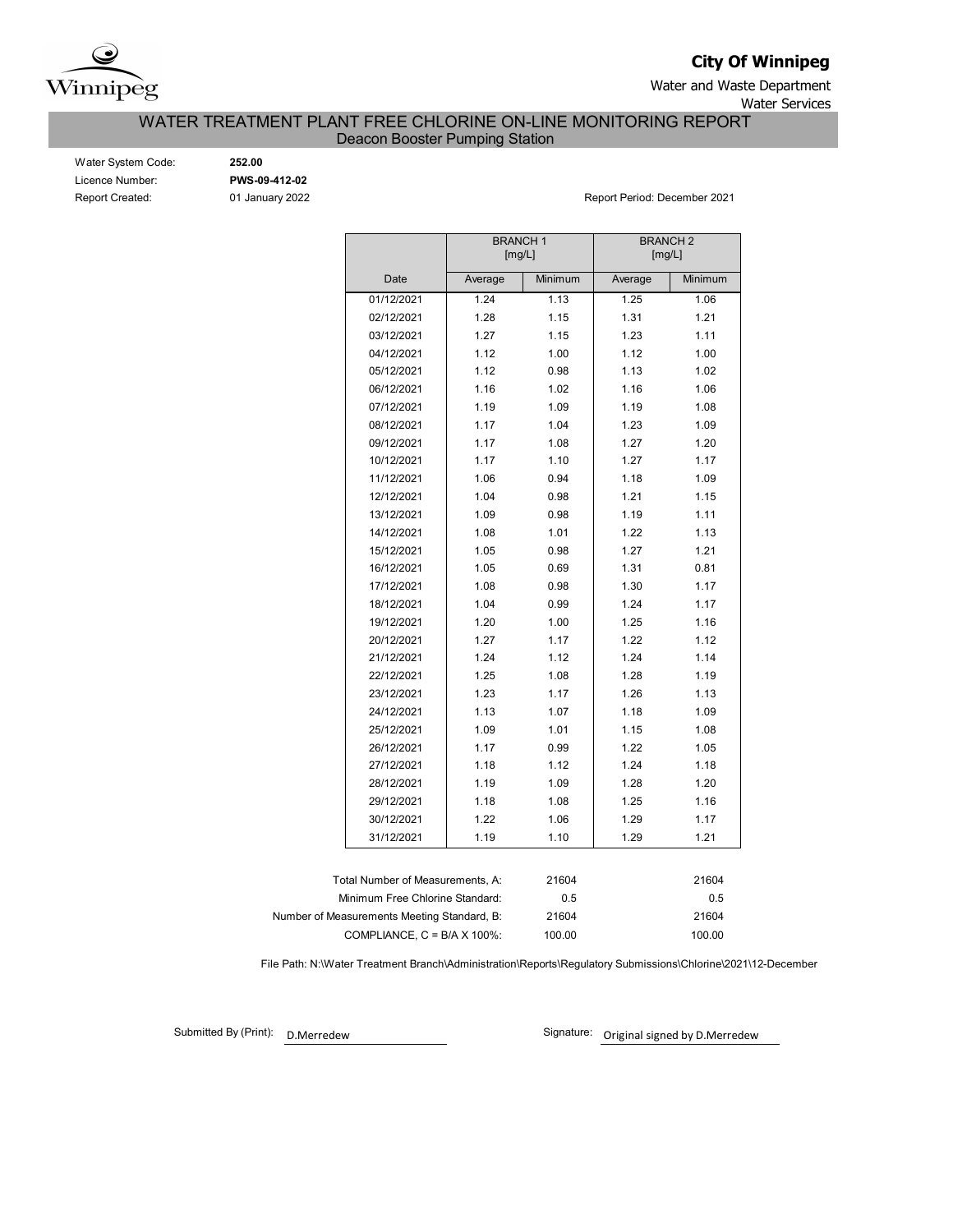**City Of Winnipeg**

Water and Waste Department

Water Services

# WATER TREATMENT PLANT FREE CHLORINE ON-LINE MONITORING REPORT

## Deacon Booster Pumping Station

Water System Code: **252.00**

Licence Number: **PWS-09-412-02**

Report Created: 01 January 2022

Report Period: December 2021

| | BRANCH 1 [mg/L] | | BRANCH 2 [mg/L] | |
|---|---|---|---|---|
| Date | Average | Minimum | Average | Minimum |
| 01/12/2021 | 1.24 | 1.13 | 1.25 | 1.06 |
| 02/12/2021 | 1.28 | 1.15 | 1.31 | 1.21 |
| 03/12/2021 | 1.27 | 1.15 | 1.23 | 1.11 |
| 04/12/2021 | 1.12 | 1.00 | 1.12 | 1.00 |
| 05/12/2021 | 1.12 | 0.98 | 1.13 | 1.02 |
| 06/12/2021 | 1.16 | 1.02 | 1.16 | 1.06 |
| 07/12/2021 | 1.19 | 1.09 | 1.19 | 1.08 |
| 08/12/2021 | 1.17 | 1.04 | 1.23 | 1.09 |
| 09/12/2021 | 1.17 | 1.08 | 1.27 | 1.20 |
| 10/12/2021 | 1.17 | 1.10 | 1.27 | 1.17 |
| 11/12/2021 | 1.06 | 0.94 | 1.18 | 1.09 |
| 12/12/2021 | 1.04 | 0.98 | 1.21 | 1.15 |
| 13/12/2021 | 1.09 | 0.98 | 1.19 | 1.11 |
| 14/12/2021 | 1.08 | 1.01 | 1.22 | 1.13 |
| 15/12/2021 | 1.05 | 0.98 | 1.27 | 1.21 |
| 16/12/2021 | 1.05 | 0.69 | 1.31 | 0.81 |
| 17/12/2021 | 1.08 | 0.98 | 1.30 | 1.17 |
| 18/12/2021 | 1.04 | 0.99 | 1.24 | 1.17 |
| 19/12/2021 | 1.20 | 1.00 | 1.25 | 1.16 |
| 20/12/2021 | 1.27 | 1.17 | 1.22 | 1.12 |
| 21/12/2021 | 1.24 | 1.12 | 1.24 | 1.14 |
| 22/12/2021 | 1.25 | 1.08 | 1.28 | 1.19 |
| 23/12/2021 | 1.23 | 1.17 | 1.26 | 1.13 |
| 24/12/2021 | 1.13 | 1.07 | 1.18 | 1.09 |
| 25/12/2021 | 1.09 | 1.01 | 1.15 | 1.08 |
| 26/12/2021 | 1.17 | 0.99 | 1.22 | 1.05 |
| 27/12/2021 | 1.18 | 1.12 | 1.24 | 1.18 |
| 28/12/2021 | 1.19 | 1.09 | 1.28 | 1.20 |
| 29/12/2021 | 1.18 | 1.08 | 1.25 | 1.16 |
| 30/12/2021 | 1.22 | 1.06 | 1.29 | 1.17 |
| 31/12/2021 | 1.19 | 1.10 | 1.29 | 1.21 |

| | Branch 1 | Branch 2 |
|---|---|---|
| Total Number of Measurements, A: | 21604 | 21604 |
| Minimum Free Chlorine Standard: | 0.5 | 0.5 |
| Number of Measurements Meeting Standard, B: | 21604 | 21604 |
| COMPLIANCE, C = B/A X 100%: | 100.00 | 100.00 |

File Path: N:\Water Treatment Branch\Administration\Reports\Regulatory Submissions\Chlorine\2021\12-December

Submitted By (Print): D.Merredew

Signature: Original signed by D.Merredew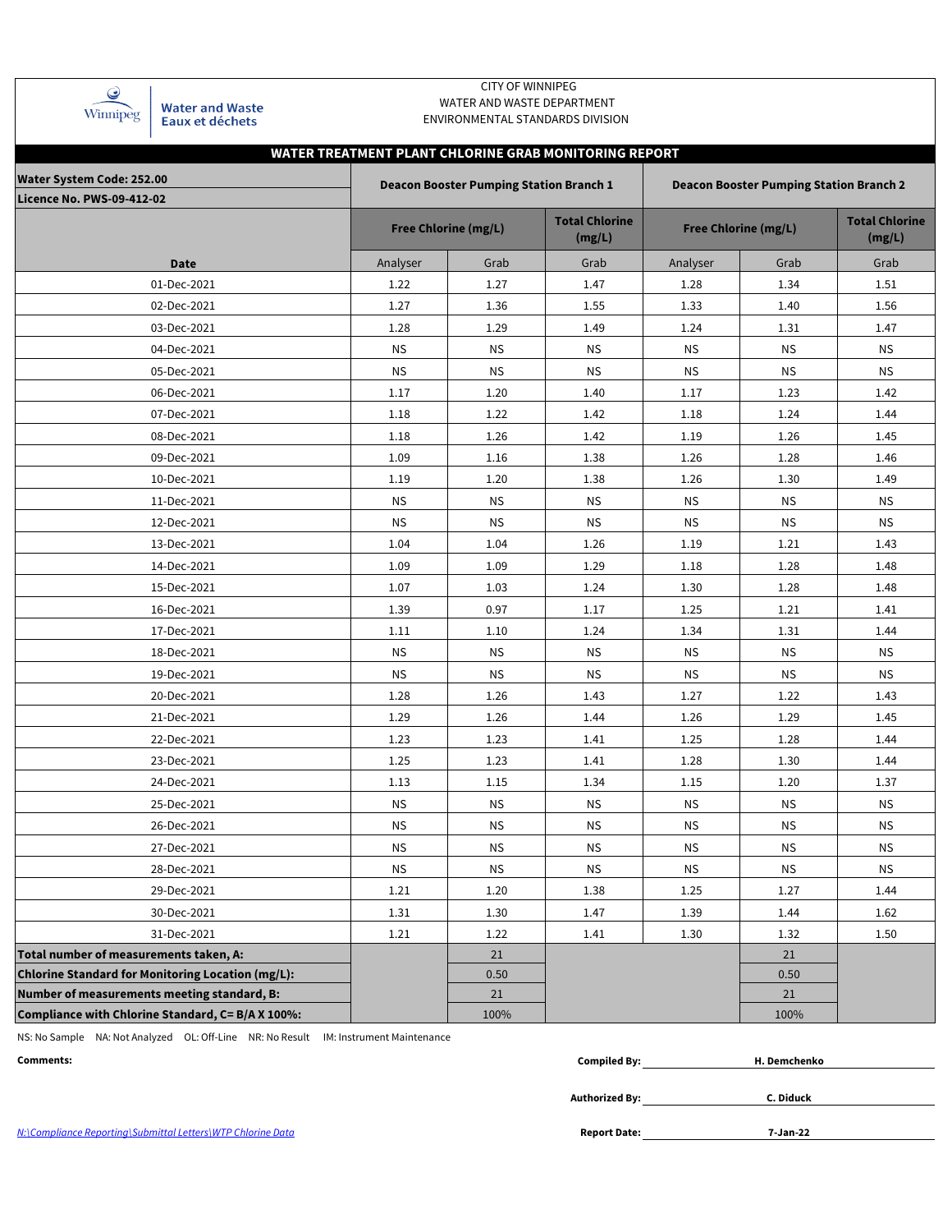CITY OF WINNIPEG
WATER AND WASTE DEPARTMENT
ENVIRONMENTAL STANDARDS DIVISION

Winnipeg | Water and Waste | Eaux et déchets

## WATER TREATMENT PLANT CHLORINE GRAB MONITORING REPORT

**Water System Code: 252.00**
**Licence No. PWS-09-412-02**

| | Deacon Booster Pumping Station Branch 1 | | | Deacon Booster Pumping Station Branch 2 | | |
|---|---|---|---|---|---|---|
| | Free Chlorine (mg/L) | | Total Chlorine (mg/L) | Free Chlorine (mg/L) | | Total Chlorine (mg/L) |
| **Date** | Analyser | Grab | Grab | Analyser | Grab | Grab |
| 01-Dec-2021 | 1.22 | 1.27 | 1.47 | 1.28 | 1.34 | 1.51 |
| 02-Dec-2021 | 1.27 | 1.36 | 1.55 | 1.33 | 1.40 | 1.56 |
| 03-Dec-2021 | 1.28 | 1.29 | 1.49 | 1.24 | 1.31 | 1.47 |
| 04-Dec-2021 | NS | NS | NS | NS | NS | NS |
| 05-Dec-2021 | NS | NS | NS | NS | NS | NS |
| 06-Dec-2021 | 1.17 | 1.20 | 1.40 | 1.17 | 1.23 | 1.42 |
| 07-Dec-2021 | 1.18 | 1.22 | 1.42 | 1.18 | 1.24 | 1.44 |
| 08-Dec-2021 | 1.18 | 1.26 | 1.42 | 1.19 | 1.26 | 1.45 |
| 09-Dec-2021 | 1.09 | 1.16 | 1.38 | 1.26 | 1.28 | 1.46 |
| 10-Dec-2021 | 1.19 | 1.20 | 1.38 | 1.26 | 1.30 | 1.49 |
| 11-Dec-2021 | NS | NS | NS | NS | NS | NS |
| 12-Dec-2021 | NS | NS | NS | NS | NS | NS |
| 13-Dec-2021 | 1.04 | 1.04 | 1.26 | 1.19 | 1.21 | 1.43 |
| 14-Dec-2021 | 1.09 | 1.09 | 1.29 | 1.18 | 1.28 | 1.48 |
| 15-Dec-2021 | 1.07 | 1.03 | 1.24 | 1.30 | 1.28 | 1.48 |
| 16-Dec-2021 | 1.39 | 0.97 | 1.17 | 1.25 | 1.21 | 1.41 |
| 17-Dec-2021 | 1.11 | 1.10 | 1.24 | 1.34 | 1.31 | 1.44 |
| 18-Dec-2021 | NS | NS | NS | NS | NS | NS |
| 19-Dec-2021 | NS | NS | NS | NS | NS | NS |
| 20-Dec-2021 | 1.28 | 1.26 | 1.43 | 1.27 | 1.22 | 1.43 |
| 21-Dec-2021 | 1.29 | 1.26 | 1.44 | 1.26 | 1.29 | 1.45 |
| 22-Dec-2021 | 1.23 | 1.23 | 1.41 | 1.25 | 1.28 | 1.44 |
| 23-Dec-2021 | 1.25 | 1.23 | 1.41 | 1.28 | 1.30 | 1.44 |
| 24-Dec-2021 | 1.13 | 1.15 | 1.34 | 1.15 | 1.20 | 1.37 |
| 25-Dec-2021 | NS | NS | NS | NS | NS | NS |
| 26-Dec-2021 | NS | NS | NS | NS | NS | NS |
| 27-Dec-2021 | NS | NS | NS | NS | NS | NS |
| 28-Dec-2021 | NS | NS | NS | NS | NS | NS |
| 29-Dec-2021 | 1.21 | 1.20 | 1.38 | 1.25 | 1.27 | 1.44 |
| 30-Dec-2021 | 1.31 | 1.30 | 1.47 | 1.39 | 1.44 | 1.62 |
| 31-Dec-2021 | 1.21 | 1.22 | 1.41 | 1.30 | 1.32 | 1.50 |
| **Total number of measurements taken, A:** | | 21 | | | 21 | |
| **Chlorine Standard for Monitoring Location (mg/L):** | | 0.50 | | | 0.50 | |
| **Number of measurements meeting standard, B:** | | 21 | | | 21 | |
| **Compliance with Chlorine Standard, C= B/A X 100%:** | | 100% | | | 100% | |

NS: No Sample   NA: Not Analyzed   OL: Off-Line   NR: No Result   IM: Instrument Maintenance

**Comments:**

**Compiled By:** H. Demchenko

**Authorized By:** C. Diduck

**Report Date:** 7-Jan-22

N:\Compliance Reporting\Submittal Letters\WTP Chlorine Data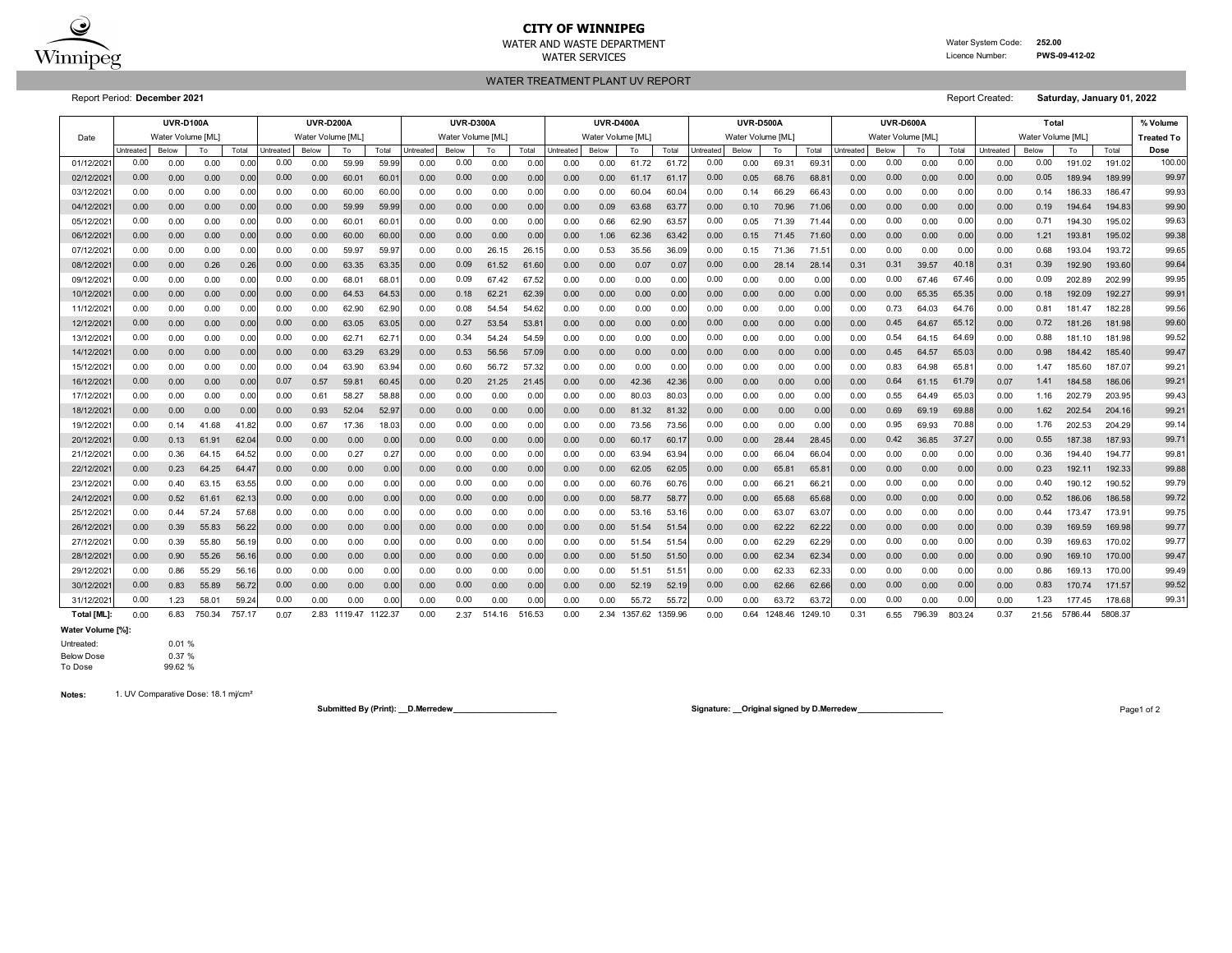**CITY OF WINNIPEG**

WATER AND WASTE DEPARTMENT

WATER SERVICES

Water System Code: **252.00**

Licence Number: **PWS-09-412-02**

## WATER TREATMENT PLANT UV REPORT

Report Period: **December 2021**

Report Created: **Saturday, January 01, 2022**

| Date | UVR-D100A Water Volume [ML] | | | | UVR-D200A Water Volume [ML] | | | | UVR-D300A Water Volume [ML] | | | | UVR-D400A Water Volume [ML] | | | | UVR-D500A Water Volume [ML] | | | | UVR-D600A Water Volume [ML] | | | | Total Water Volume [ML] | | | | % Volume Treated To Dose |
|---|---|---|---|---|---|---|---|---|---|---|---|---|---|---|---|---|---|---|---|---|---|---|---|---|---|---|---|---|---|
| | Untreated | Below | To | Total | Untreated | Below | To | Total | Untreated | Below | To | Total | Untreated | Below | To | Total | Untreated | Below | To | Total | Untreated | Below | To | Total | Untreated | Below | To | Total | |
| 01/12/2021 | 0.00 | 0.00 | 0.00 | 0.00 | 0.00 | 0.00 | 59.99 | 59.99 | 0.00 | 0.00 | 0.00 | 0.00 | 0.00 | 0.00 | 61.72 | 61.72 | 0.00 | 0.00 | 69.31 | 69.31 | 0.00 | 0.00 | 0.00 | 0.00 | 0.00 | 0.00 | 191.02 | 191.02 | 100.00 |
| 02/12/2021 | 0.00 | 0.00 | 0.00 | 0.00 | 0.00 | 0.00 | 60.01 | 60.01 | 0.00 | 0.00 | 0.00 | 0.00 | 0.00 | 0.00 | 61.17 | 61.17 | 0.00 | 0.05 | 68.76 | 68.81 | 0.00 | 0.00 | 0.00 | 0.00 | 0.00 | 0.05 | 189.94 | 189.99 | 99.97 |
| 03/12/2021 | 0.00 | 0.00 | 0.00 | 0.00 | 0.00 | 0.00 | 60.00 | 60.00 | 0.00 | 0.00 | 0.00 | 0.00 | 0.00 | 0.00 | 60.04 | 60.04 | 0.00 | 0.14 | 66.29 | 66.43 | 0.00 | 0.00 | 0.00 | 0.00 | 0.00 | 0.14 | 186.33 | 186.47 | 99.93 |
| 04/12/2021 | 0.00 | 0.00 | 0.00 | 0.00 | 0.00 | 0.00 | 59.99 | 59.99 | 0.00 | 0.00 | 0.00 | 0.00 | 0.00 | 0.09 | 63.68 | 63.77 | 0.00 | 0.10 | 70.96 | 71.06 | 0.00 | 0.00 | 0.00 | 0.00 | 0.00 | 0.19 | 194.64 | 194.83 | 99.90 |
| 05/12/2021 | 0.00 | 0.00 | 0.00 | 0.00 | 0.00 | 0.00 | 60.01 | 60.01 | 0.00 | 0.00 | 0.00 | 0.00 | 0.00 | 0.66 | 62.90 | 63.57 | 0.00 | 0.05 | 71.39 | 71.44 | 0.00 | 0.00 | 0.00 | 0.00 | 0.00 | 0.71 | 194.30 | 195.02 | 99.63 |
| 06/12/2021 | 0.00 | 0.00 | 0.00 | 0.00 | 0.00 | 0.00 | 60.00 | 60.00 | 0.00 | 0.00 | 0.00 | 0.00 | 0.00 | 1.06 | 62.36 | 63.42 | 0.00 | 0.15 | 71.45 | 71.60 | 0.00 | 0.00 | 0.00 | 0.00 | 0.00 | 1.21 | 193.81 | 195.02 | 99.38 |
| 07/12/2021 | 0.00 | 0.00 | 0.00 | 0.00 | 0.00 | 0.00 | 59.97 | 59.97 | 0.00 | 0.00 | 26.15 | 26.15 | 0.00 | 0.53 | 35.56 | 36.09 | 0.00 | 0.15 | 71.36 | 71.51 | 0.00 | 0.00 | 0.00 | 0.00 | 0.00 | 0.68 | 193.04 | 193.72 | 99.65 |
| 08/12/2021 | 0.00 | 0.00 | 0.26 | 0.26 | 0.00 | 0.00 | 63.35 | 63.35 | 0.00 | 0.09 | 61.52 | 61.60 | 0.00 | 0.00 | 0.07 | 0.07 | 0.00 | 0.00 | 28.14 | 28.14 | 0.31 | 0.31 | 39.57 | 40.18 | 0.31 | 0.39 | 192.90 | 193.60 | 99.64 |
| 09/12/2021 | 0.00 | 0.00 | 0.00 | 0.00 | 0.00 | 0.00 | 68.01 | 68.01 | 0.00 | 0.09 | 67.42 | 67.52 | 0.00 | 0.00 | 0.00 | 0.00 | 0.00 | 0.00 | 0.00 | 0.00 | 0.00 | 0.00 | 67.46 | 67.46 | 0.00 | 0.09 | 202.89 | 202.99 | 99.95 |
| 10/12/2021 | 0.00 | 0.00 | 0.00 | 0.00 | 0.00 | 0.00 | 64.53 | 64.53 | 0.00 | 0.18 | 62.21 | 62.39 | 0.00 | 0.00 | 0.00 | 0.00 | 0.00 | 0.00 | 0.00 | 0.00 | 0.00 | 0.00 | 65.35 | 65.35 | 0.00 | 0.18 | 192.09 | 192.27 | 99.91 |
| 11/12/2021 | 0.00 | 0.00 | 0.00 | 0.00 | 0.00 | 0.00 | 62.90 | 62.90 | 0.00 | 0.08 | 54.54 | 54.62 | 0.00 | 0.00 | 0.00 | 0.00 | 0.00 | 0.00 | 0.00 | 0.00 | 0.00 | 0.73 | 64.03 | 64.76 | 0.00 | 0.81 | 181.47 | 182.28 | 99.56 |
| 12/12/2021 | 0.00 | 0.00 | 0.00 | 0.00 | 0.00 | 0.00 | 63.05 | 63.05 | 0.00 | 0.27 | 53.54 | 53.81 | 0.00 | 0.00 | 0.00 | 0.00 | 0.00 | 0.00 | 0.00 | 0.00 | 0.00 | 0.45 | 64.67 | 65.12 | 0.00 | 0.72 | 181.26 | 181.98 | 99.60 |
| 13/12/2021 | 0.00 | 0.00 | 0.00 | 0.00 | 0.00 | 0.00 | 62.71 | 62.71 | 0.00 | 0.34 | 54.24 | 54.59 | 0.00 | 0.00 | 0.00 | 0.00 | 0.00 | 0.00 | 0.00 | 0.00 | 0.00 | 0.54 | 64.15 | 64.69 | 0.00 | 0.88 | 181.10 | 181.98 | 99.52 |
| 14/12/2021 | 0.00 | 0.00 | 0.00 | 0.00 | 0.00 | 0.00 | 63.29 | 63.29 | 0.00 | 0.53 | 56.56 | 57.09 | 0.00 | 0.00 | 0.00 | 0.00 | 0.00 | 0.00 | 0.00 | 0.00 | 0.00 | 0.45 | 64.57 | 65.03 | 0.00 | 0.98 | 184.42 | 185.40 | 99.47 |
| 15/12/2021 | 0.00 | 0.00 | 0.00 | 0.00 | 0.00 | 0.04 | 63.90 | 63.94 | 0.00 | 0.60 | 56.72 | 57.32 | 0.00 | 0.00 | 0.00 | 0.00 | 0.00 | 0.00 | 0.00 | 0.00 | 0.00 | 0.83 | 64.98 | 65.81 | 0.00 | 1.47 | 185.60 | 187.07 | 99.21 |
| 16/12/2021 | 0.00 | 0.00 | 0.00 | 0.00 | 0.07 | 0.57 | 59.81 | 60.45 | 0.00 | 0.20 | 21.25 | 21.45 | 0.00 | 0.00 | 42.36 | 42.36 | 0.00 | 0.00 | 0.00 | 0.00 | 0.00 | 0.64 | 61.15 | 61.79 | 0.07 | 1.41 | 184.58 | 186.06 | 99.21 |
| 17/12/2021 | 0.00 | 0.00 | 0.00 | 0.00 | 0.00 | 0.61 | 58.27 | 58.88 | 0.00 | 0.00 | 0.00 | 0.00 | 0.00 | 0.00 | 80.03 | 80.03 | 0.00 | 0.00 | 0.00 | 0.00 | 0.00 | 0.55 | 64.49 | 65.03 | 0.00 | 1.16 | 202.79 | 203.95 | 99.43 |
| 18/12/2021 | 0.00 | 0.00 | 0.00 | 0.00 | 0.00 | 0.93 | 52.04 | 52.97 | 0.00 | 0.00 | 0.00 | 0.00 | 0.00 | 0.00 | 81.32 | 81.32 | 0.00 | 0.00 | 0.00 | 0.00 | 0.00 | 0.69 | 69.19 | 69.88 | 0.00 | 1.62 | 202.54 | 204.16 | 99.21 |
| 19/12/2021 | 0.00 | 0.14 | 41.68 | 41.82 | 0.00 | 0.67 | 17.36 | 18.03 | 0.00 | 0.00 | 0.00 | 0.00 | 0.00 | 0.00 | 73.56 | 73.56 | 0.00 | 0.00 | 0.00 | 0.00 | 0.00 | 0.95 | 69.93 | 70.88 | 0.00 | 1.76 | 202.53 | 204.29 | 99.14 |
| 20/12/2021 | 0.00 | 0.13 | 61.91 | 62.04 | 0.00 | 0.00 | 0.00 | 0.00 | 0.00 | 0.00 | 0.00 | 0.00 | 0.00 | 0.00 | 60.17 | 60.17 | 0.00 | 0.00 | 28.44 | 28.45 | 0.00 | 0.42 | 36.85 | 37.27 | 0.00 | 0.55 | 187.38 | 187.93 | 99.71 |
| 21/12/2021 | 0.00 | 0.36 | 64.15 | 64.52 | 0.00 | 0.00 | 0.27 | 0.27 | 0.00 | 0.00 | 0.00 | 0.00 | 0.00 | 0.00 | 63.94 | 63.94 | 0.00 | 0.00 | 66.04 | 66.04 | 0.00 | 0.00 | 0.00 | 0.00 | 0.00 | 0.36 | 194.40 | 194.77 | 99.81 |
| 22/12/2021 | 0.00 | 0.23 | 64.25 | 64.47 | 0.00 | 0.00 | 0.00 | 0.00 | 0.00 | 0.00 | 0.00 | 0.00 | 0.00 | 0.00 | 62.05 | 62.05 | 0.00 | 0.00 | 65.81 | 65.81 | 0.00 | 0.00 | 0.00 | 0.00 | 0.00 | 0.23 | 192.11 | 192.33 | 99.88 |
| 23/12/2021 | 0.00 | 0.40 | 63.15 | 63.55 | 0.00 | 0.00 | 0.00 | 0.00 | 0.00 | 0.00 | 0.00 | 0.00 | 0.00 | 0.00 | 60.76 | 60.76 | 0.00 | 0.00 | 66.21 | 66.21 | 0.00 | 0.00 | 0.00 | 0.00 | 0.00 | 0.40 | 190.12 | 190.52 | 99.79 |
| 24/12/2021 | 0.00 | 0.52 | 61.61 | 62.13 | 0.00 | 0.00 | 0.00 | 0.00 | 0.00 | 0.00 | 0.00 | 0.00 | 0.00 | 0.00 | 58.77 | 58.77 | 0.00 | 0.00 | 65.68 | 65.68 | 0.00 | 0.00 | 0.00 | 0.00 | 0.00 | 0.52 | 186.06 | 186.58 | 99.72 |
| 25/12/2021 | 0.00 | 0.44 | 57.24 | 57.68 | 0.00 | 0.00 | 0.00 | 0.00 | 0.00 | 0.00 | 0.00 | 0.00 | 0.00 | 0.00 | 53.16 | 53.16 | 0.00 | 0.00 | 63.07 | 63.07 | 0.00 | 0.00 | 0.00 | 0.00 | 0.00 | 0.44 | 173.47 | 173.91 | 99.75 |
| 26/12/2021 | 0.00 | 0.39 | 55.83 | 56.22 | 0.00 | 0.00 | 0.00 | 0.00 | 0.00 | 0.00 | 0.00 | 0.00 | 0.00 | 0.00 | 51.54 | 51.54 | 0.00 | 0.00 | 62.22 | 62.22 | 0.00 | 0.00 | 0.00 | 0.00 | 0.00 | 0.39 | 169.59 | 169.98 | 99.77 |
| 27/12/2021 | 0.00 | 0.39 | 55.80 | 56.19 | 0.00 | 0.00 | 0.00 | 0.00 | 0.00 | 0.00 | 0.00 | 0.00 | 0.00 | 0.00 | 51.54 | 51.54 | 0.00 | 0.00 | 62.29 | 62.29 | 0.00 | 0.00 | 0.00 | 0.00 | 0.00 | 0.39 | 169.63 | 170.02 | 99.77 |
| 28/12/2021 | 0.00 | 0.90 | 55.26 | 56.16 | 0.00 | 0.00 | 0.00 | 0.00 | 0.00 | 0.00 | 0.00 | 0.00 | 0.00 | 0.00 | 51.50 | 51.50 | 0.00 | 0.00 | 62.34 | 62.34 | 0.00 | 0.00 | 0.00 | 0.00 | 0.00 | 0.90 | 169.10 | 170.00 | 99.47 |
| 29/12/2021 | 0.00 | 0.86 | 55.29 | 56.16 | 0.00 | 0.00 | 0.00 | 0.00 | 0.00 | 0.00 | 0.00 | 0.00 | 0.00 | 0.00 | 51.51 | 51.51 | 0.00 | 0.00 | 62.33 | 62.33 | 0.00 | 0.00 | 0.00 | 0.00 | 0.00 | 0.86 | 169.13 | 170.00 | 99.49 |
| 30/12/2021 | 0.00 | 0.83 | 55.89 | 56.72 | 0.00 | 0.00 | 0.00 | 0.00 | 0.00 | 0.00 | 0.00 | 0.00 | 0.00 | 0.00 | 52.19 | 52.19 | 0.00 | 0.00 | 62.66 | 62.66 | 0.00 | 0.00 | 0.00 | 0.00 | 0.00 | 0.83 | 170.74 | 171.57 | 99.52 |
| 31/12/2021 | 0.00 | 1.23 | 58.01 | 59.24 | 0.00 | 0.00 | 0.00 | 0.00 | 0.00 | 0.00 | 0.00 | 0.00 | 0.00 | 0.00 | 55.72 | 55.72 | 0.00 | 0.00 | 63.72 | 63.72 | 0.00 | 0.00 | 0.00 | 0.00 | 0.00 | 1.23 | 177.45 | 178.68 | 99.31 |
| **Total [ML]:** | 0.00 | 6.83 | 750.34 | 757.17 | 0.07 | 2.83 | 1119.47 | 1122.37 | 0.00 | 2.37 | 514.16 | 516.53 | 0.00 | 2.34 | 1357.62 | 1359.96 | 0.00 | 0.64 | 1248.46 | 1249.10 | 0.31 | 6.55 | 796.39 | 803.24 | 0.37 | 21.56 | 5786.44 | 5808.37 | |

**Water Volume [%]:**

| | |
|---|---|
| Untreated: | 0.01 % |
| Below Dose | 0.37 % |
| To Dose | 99.62 % |

**Notes:** 1. UV Comparative Dose: 18.1 mj/cm²

**Submitted By (Print):** __D.Merredew______________________

**Signature:** __Original signed by D.Merredew___________________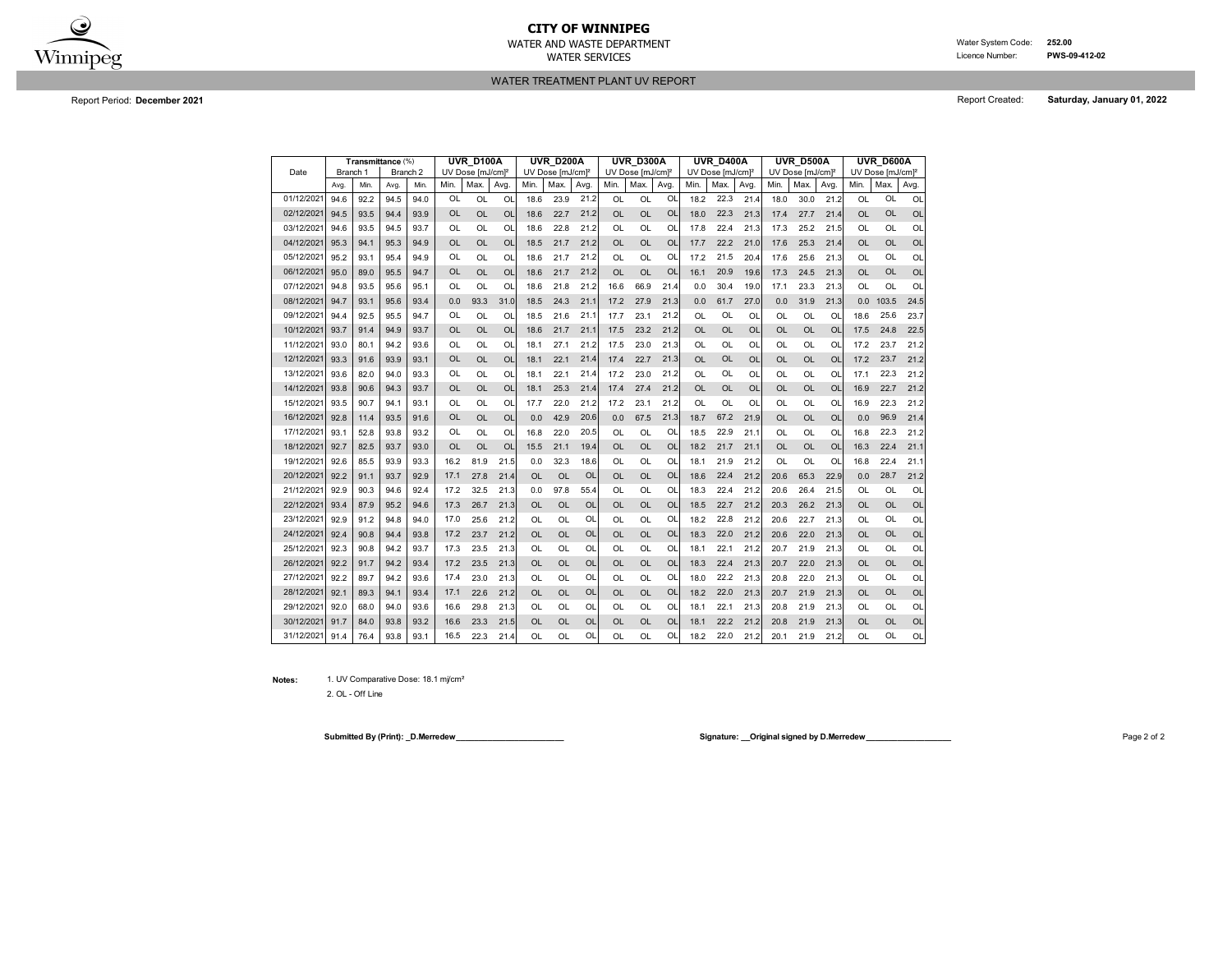# CITY OF WINNIPEG

WATER AND WASTE DEPARTMENT

WATER SERVICES

Water System Code: **252.00**

Licence Number: **PWS-09-412-02**

## WATER TREATMENT PLANT UV REPORT

Report Period: **December 2021**

Report Created: **Saturday, January 01, 2022**

| Date | Transmittance (%) | | | | UVR_D100A | | | UVR_D200A | | | UVR_D300A | | | UVR_D400A | | | UVR_D500A | | | UVR_D600A | | |
|---|---|---|---|---|---|---|---|---|---|---|---|---|---|---|---|---|---|---|---|---|---|---|
| | Branch 1 | | Branch 2 | | UV Dose [mJ/cm]² | | | UV Dose [mJ/cm]² | | | UV Dose [mJ/cm]² | | | UV Dose [mJ/cm]² | | | UV Dose [mJ/cm]² | | | UV Dose [mJ/cm]² | | |
| | Avg. | Min. | Avg. | Min. | Min. | Max. | Avg. | Min. | Max. | Avg. | Min. | Max. | Avg. | Min. | Max. | Avg. | Min. | Max. | Avg. | Min. | Max. | Avg. |
| 01/12/2021 | 94.6 | 92.2 | 94.5 | 94.0 | OL | OL | OL | 18.6 | 23.9 | 21.2 | OL | OL | OL | 18.2 | 22.3 | 21.4 | 18.0 | 30.0 | 21.2 | OL | OL | OL |
| 02/12/2021 | 94.5 | 93.5 | 94.4 | 93.9 | OL | OL | OL | 18.6 | 22.7 | 21.2 | OL | OL | OL | 18.0 | 22.3 | 21.3 | 17.4 | 27.7 | 21.4 | OL | OL | OL |
| 03/12/2021 | 94.6 | 93.5 | 94.5 | 93.7 | OL | OL | OL | 18.6 | 22.8 | 21.2 | OL | OL | OL | 17.8 | 22.4 | 21.3 | 17.3 | 25.2 | 21.5 | OL | OL | OL |
| 04/12/2021 | 95.3 | 94.1 | 95.3 | 94.9 | OL | OL | OL | 18.5 | 21.7 | 21.2 | OL | OL | OL | 17.7 | 22.2 | 21.0 | 17.6 | 25.3 | 21.4 | OL | OL | OL |
| 05/12/2021 | 95.2 | 93.1 | 95.4 | 94.9 | OL | OL | OL | 18.6 | 21.7 | 21.2 | OL | OL | OL | 17.2 | 21.5 | 20.4 | 17.6 | 25.6 | 21.3 | OL | OL | OL |
| 06/12/2021 | 95.0 | 89.0 | 95.5 | 94.7 | OL | OL | OL | 18.6 | 21.7 | 21.2 | OL | OL | OL | 16.1 | 20.9 | 19.6 | 17.3 | 24.5 | 21.3 | OL | OL | OL |
| 07/12/2021 | 94.8 | 93.5 | 95.6 | 95.1 | OL | OL | OL | 18.6 | 21.8 | 21.2 | 16.6 | 66.9 | 21.4 | 0.0 | 30.4 | 19.0 | 17.1 | 23.3 | 21.3 | OL | OL | OL |
| 08/12/2021 | 94.7 | 93.1 | 95.6 | 93.4 | 0.0 | 93.3 | 31.0 | 18.5 | 24.3 | 21.1 | 17.2 | 27.9 | 21.3 | 0.0 | 61.7 | 27.0 | 0.0 | 31.9 | 21.3 | 0.0 | 103.5 | 24.5 |
| 09/12/2021 | 94.4 | 92.5 | 95.5 | 94.7 | OL | OL | OL | 18.5 | 21.6 | 21.1 | 17.7 | 23.1 | 21.2 | OL | OL | OL | OL | OL | OL | 18.6 | 25.6 | 23.7 |
| 10/12/2021 | 93.7 | 91.4 | 94.9 | 93.7 | OL | OL | OL | 18.6 | 21.7 | 21.1 | 17.5 | 23.2 | 21.2 | OL | OL | OL | OL | OL | OL | 17.5 | 24.8 | 22.5 |
| 11/12/2021 | 93.0 | 80.1 | 94.2 | 93.6 | OL | OL | OL | 18.1 | 27.1 | 21.2 | 17.5 | 23.0 | 21.3 | OL | OL | OL | OL | OL | OL | 17.2 | 23.7 | 21.2 |
| 12/12/2021 | 93.3 | 91.6 | 93.9 | 93.1 | OL | OL | OL | 18.1 | 22.1 | 21.4 | 17.4 | 22.7 | 21.3 | OL | OL | OL | OL | OL | OL | 17.2 | 23.7 | 21.2 |
| 13/12/2021 | 93.6 | 82.0 | 94.0 | 93.3 | OL | OL | OL | 18.1 | 22.1 | 21.4 | 17.2 | 23.0 | 21.2 | OL | OL | OL | OL | OL | OL | 17.1 | 22.3 | 21.2 |
| 14/12/2021 | 93.8 | 90.6 | 94.3 | 93.7 | OL | OL | OL | 18.1 | 25.3 | 21.4 | 17.4 | 27.4 | 21.2 | OL | OL | OL | OL | OL | OL | 16.9 | 22.7 | 21.2 |
| 15/12/2021 | 93.5 | 90.7 | 94.1 | 93.1 | OL | OL | OL | 17.7 | 22.0 | 21.2 | 17.2 | 23.1 | 21.2 | OL | OL | OL | OL | OL | OL | 16.9 | 22.3 | 21.2 |
| 16/12/2021 | 92.8 | 11.4 | 93.5 | 91.6 | OL | OL | OL | 0.0 | 42.9 | 20.6 | 0.0 | 67.5 | 21.3 | 18.7 | 67.2 | 21.9 | OL | OL | OL | 0.0 | 96.9 | 21.4 |
| 17/12/2021 | 93.1 | 52.8 | 93.8 | 93.2 | OL | OL | OL | 16.8 | 22.0 | 20.5 | OL | OL | OL | 18.5 | 22.9 | 21.1 | OL | OL | OL | 16.8 | 22.3 | 21.2 |
| 18/12/2021 | 92.7 | 82.5 | 93.7 | 93.0 | OL | OL | OL | 15.5 | 21.1 | 19.4 | OL | OL | OL | 18.2 | 21.7 | 21.1 | OL | OL | OL | 16.3 | 22.4 | 21.1 |
| 19/12/2021 | 92.6 | 85.5 | 93.9 | 93.3 | 16.2 | 81.9 | 21.5 | 0.0 | 32.3 | 18.6 | OL | OL | OL | 18.1 | 21.9 | 21.2 | OL | OL | OL | 16.8 | 22.4 | 21.1 |
| 20/12/2021 | 92.2 | 91.1 | 93.7 | 92.9 | 17.1 | 27.8 | 21.4 | OL | OL | OL | OL | OL | OL | 18.6 | 22.4 | 21.2 | 20.6 | 65.3 | 22.9 | 0.0 | 28.7 | 21.2 |
| 21/12/2021 | 92.9 | 90.3 | 94.6 | 92.4 | 17.2 | 32.5 | 21.3 | 0.0 | 97.8 | 55.4 | OL | OL | OL | 18.3 | 22.4 | 21.2 | 20.6 | 26.4 | 21.5 | OL | OL | OL |
| 22/12/2021 | 93.4 | 87.9 | 95.2 | 94.6 | 17.3 | 26.7 | 21.3 | OL | OL | OL | OL | OL | OL | 18.5 | 22.7 | 21.2 | 20.3 | 26.2 | 21.3 | OL | OL | OL |
| 23/12/2021 | 92.9 | 91.2 | 94.8 | 94.0 | 17.0 | 25.6 | 21.2 | OL | OL | OL | OL | OL | OL | 18.2 | 22.8 | 21.2 | 20.6 | 22.7 | 21.3 | OL | OL | OL |
| 24/12/2021 | 92.4 | 90.8 | 94.4 | 93.8 | 17.2 | 23.7 | 21.2 | OL | OL | OL | OL | OL | OL | 18.3 | 22.0 | 21.2 | 20.6 | 22.0 | 21.3 | OL | OL | OL |
| 25/12/2021 | 92.3 | 90.8 | 94.2 | 93.7 | 17.3 | 23.5 | 21.3 | OL | OL | OL | OL | OL | OL | 18.1 | 22.1 | 21.2 | 20.7 | 21.9 | 21.3 | OL | OL | OL |
| 26/12/2021 | 92.2 | 91.7 | 94.2 | 93.4 | 17.2 | 23.5 | 21.3 | OL | OL | OL | OL | OL | OL | 18.3 | 22.4 | 21.3 | 20.7 | 22.0 | 21.3 | OL | OL | OL |
| 27/12/2021 | 92.2 | 89.7 | 94.2 | 93.6 | 17.4 | 23.0 | 21.3 | OL | OL | OL | OL | OL | OL | 18.0 | 22.2 | 21.3 | 20.8 | 22.0 | 21.3 | OL | OL | OL |
| 28/12/2021 | 92.1 | 89.3 | 94.1 | 93.4 | 17.1 | 22.6 | 21.2 | OL | OL | OL | OL | OL | OL | 18.2 | 22.0 | 21.3 | 20.7 | 21.9 | 21.3 | OL | OL | OL |
| 29/12/2021 | 92.0 | 68.0 | 94.0 | 93.6 | 16.6 | 29.8 | 21.3 | OL | OL | OL | OL | OL | OL | 18.1 | 22.1 | 21.3 | 20.8 | 21.9 | 21.3 | OL | OL | OL |
| 30/12/2021 | 91.7 | 84.0 | 93.8 | 93.2 | 16.6 | 23.3 | 21.5 | OL | OL | OL | OL | OL | OL | 18.1 | 22.2 | 21.2 | 20.8 | 21.9 | 21.3 | OL | OL | OL |
| 31/12/2021 | 91.4 | 76.4 | 93.8 | 93.1 | 16.5 | 22.3 | 21.4 | OL | OL | OL | OL | OL | OL | 18.2 | 22.0 | 21.2 | 20.1 | 21.9 | 21.2 | OL | OL | OL |

**Notes:**

1. UV Comparative Dose: 18.1 mj/cm²
2. OL - Off Line

**Submitted By (Print): _D.Merredew________________________**

**Signature: __Original signed by D.Merredew___________________**